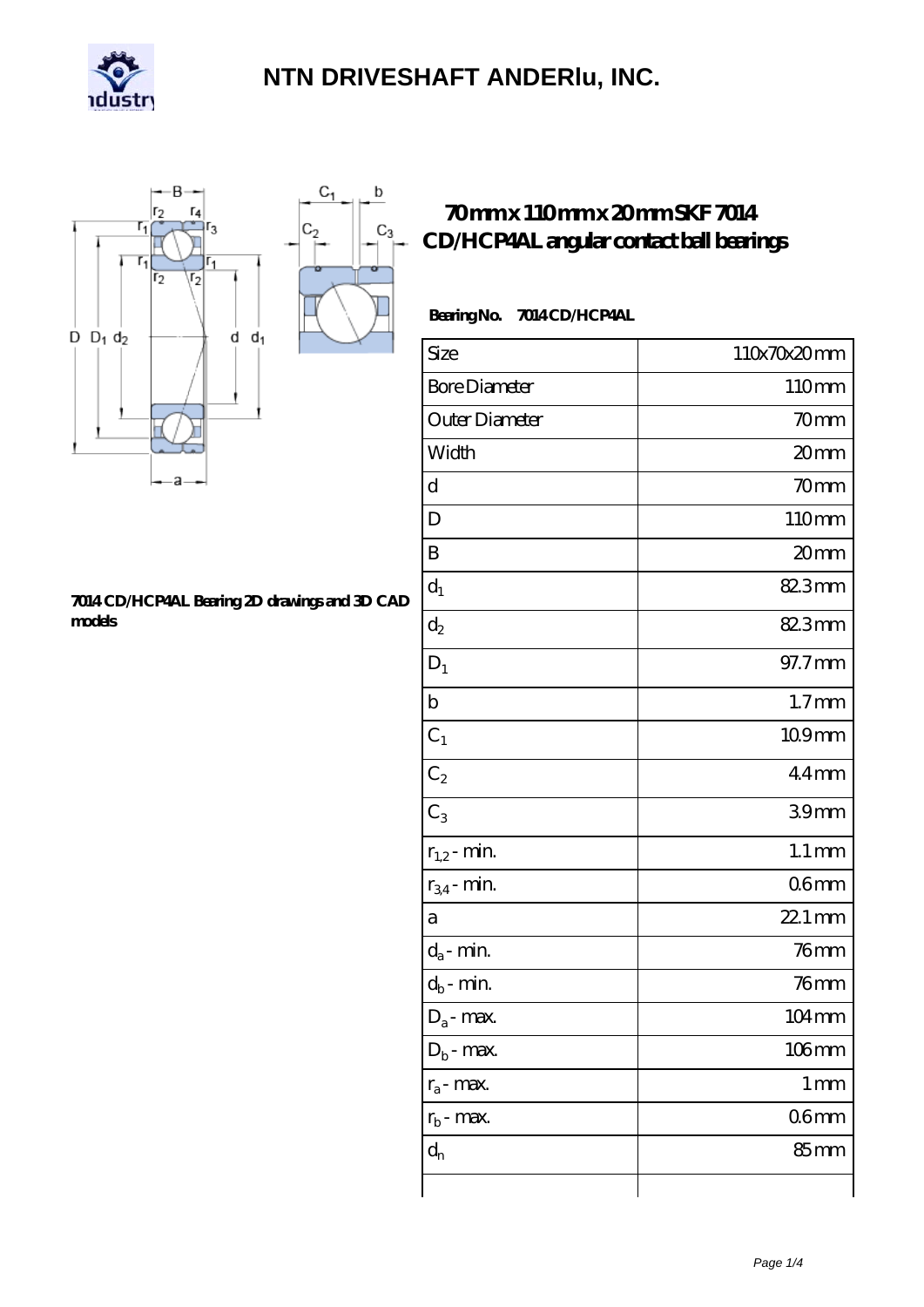# NTN DRIVESHAFT ANDERlu, INC.

## 70 mm x 110 mm x 20 mm SKF 7014 CD/HCP4AL angular contact ball bearings

**Bearing No.** 7014 CD/HCP4AL

| Size | 110x70x20 mm |
|---|---|
| Bore Diameter | 110 mm |
| Outer Diameter | 70 mm |
| Width | 20 mm |
| d | 70 mm |
| D | 110 mm |
| B | 20 mm |
| $d_1$ | 82.3 mm |
| $d_2$ | 82.3 mm |
| $D_1$ | 97.7 mm |
| b | 1.7 mm |
| $C_1$ | 10.9 mm |
| $C_2$ | 4.4 mm |
| $C_3$ | 3.9 mm |
| $r_{1,2}$ - min. | 1.1 mm |
| $r_{3,4}$ - min. | 0.6 mm |
| a | 22.1 mm |
| $d_a$ - min. | 76 mm |
| $d_b$ - min. | 76 mm |
| $D_a$ - max. | 104 mm |
| $D_b$ - max. | 106 mm |
| $r_a$ - max. | 1 mm |
| $r_b$ - max. | 0.6 mm |
| $d_n$ | 85 mm |
| | |

**7014 CD/HCP4AL Bearing 2D drawings and 3D CAD models**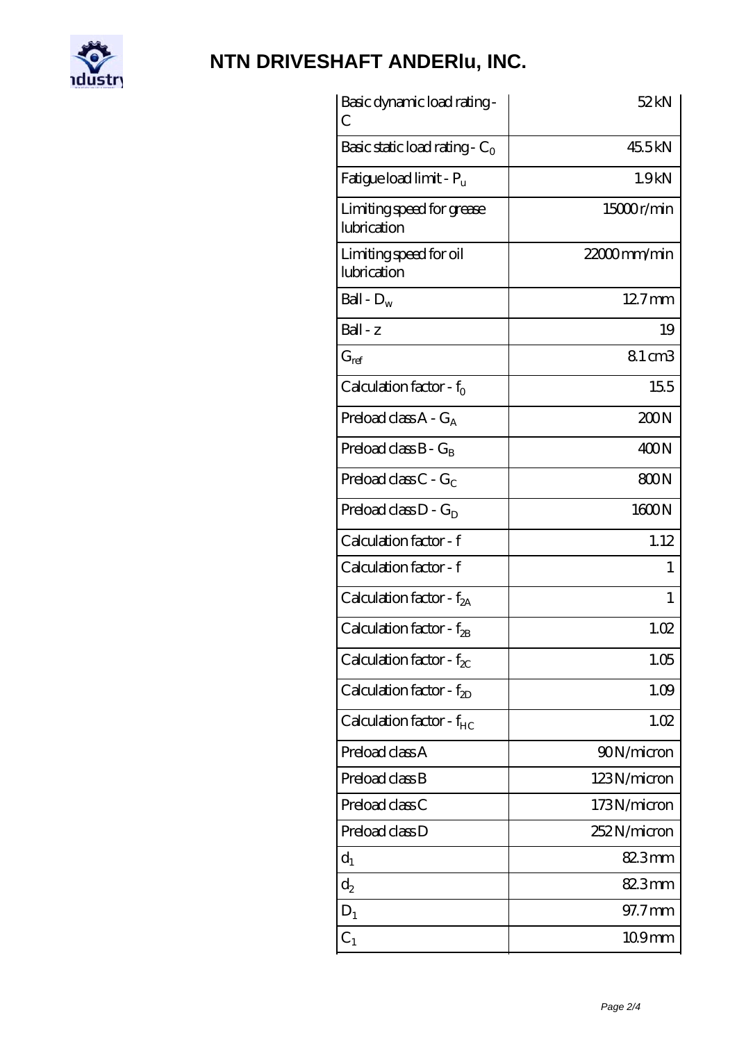# NTN DRIVESHAFT ANDERlu, INC.

| | |
|---|---|
| Basic dynamic load rating - C | 52 kN |
| Basic static load rating - $C_0$ | 45.5 kN |
| Fatigue load limit - $P_u$ | 1.9 kN |
| Limiting speed for grease lubrication | 15000 r/min |
| Limiting speed for oil lubrication | 22000 mm/min |
| Ball - $D_w$ | 12.7 mm |
| Ball - z | 19 |
| $G_{ref}$ | 8.1 cm3 |
| Calculation factor - $f_0$ | 15.5 |
| Preload class A - $G_A$ | 200 N |
| Preload class B - $G_B$ | 400 N |
| Preload class C - $G_C$ | 800 N |
| Preload class D - $G_D$ | 1600 N |
| Calculation factor - f | 1.12 |
| Calculation factor - f | 1 |
| Calculation factor - $f_{2A}$ | 1 |
| Calculation factor - $f_{2B}$ | 1.02 |
| Calculation factor - $f_{2C}$ | 1.05 |
| Calculation factor - $f_{2D}$ | 1.09 |
| Calculation factor - $f_{HC}$ | 1.02 |
| Preload class A | 90 N/micron |
| Preload class B | 123 N/micron |
| Preload class C | 173 N/micron |
| Preload class D | 252 N/micron |
| $d_1$ | 82.3 mm |
| $d_2$ | 82.3 mm |
| $D_1$ | 97.7 mm |
| $C_1$ | 10.9 mm |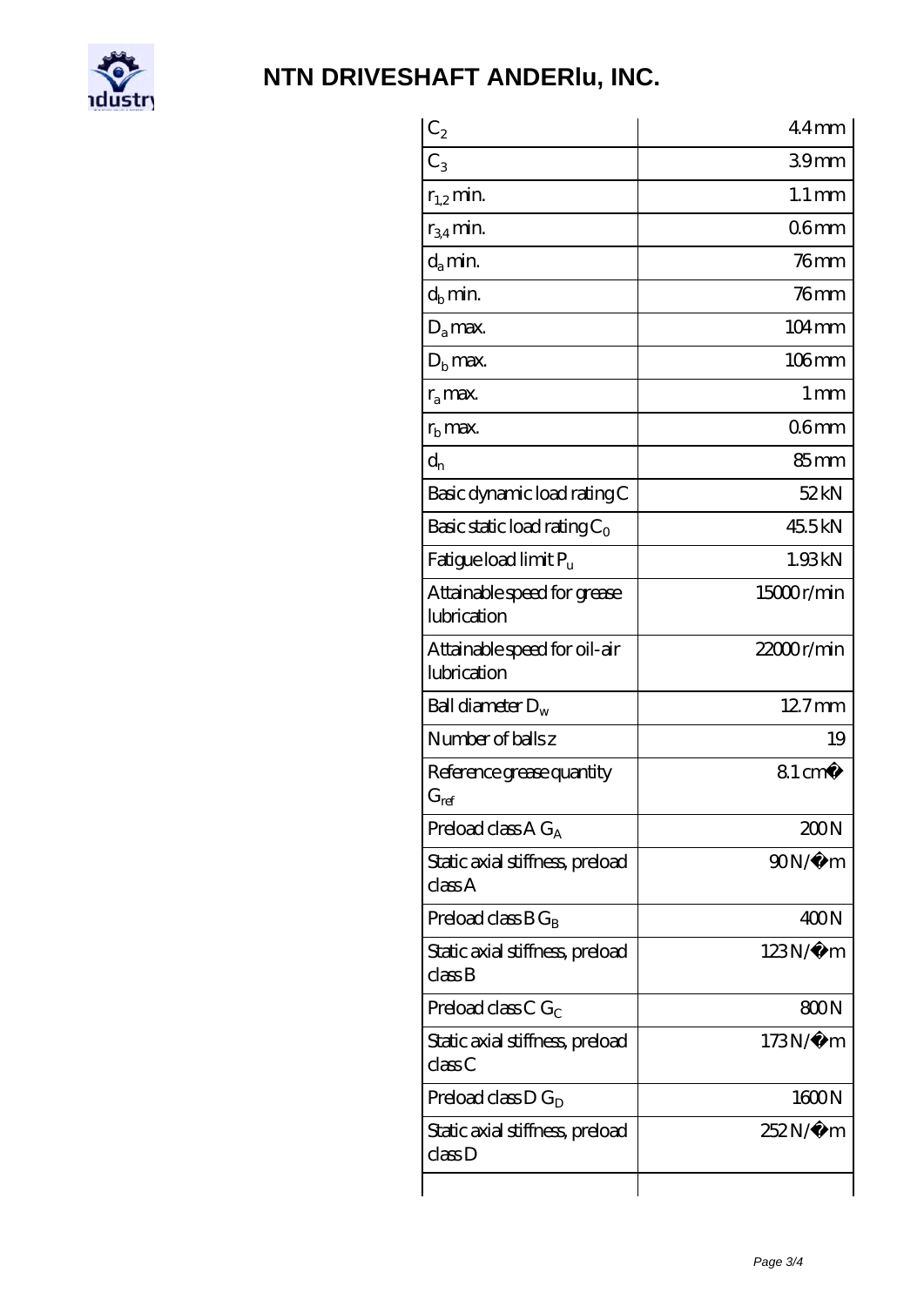# NTN DRIVESHAFT ANDERlu, INC.

| | |
|---|---|
| $C_2$ | 4.4 mm |
| $C_3$ | 3.9 mm |
| $r_{1,2}$ min. | 1.1 mm |
| $r_{3,4}$ min. | 0.6 mm |
| $d_a$ min. | 76 mm |
| $d_b$ min. | 76 mm |
| $D_a$ max. | 104 mm |
| $D_b$ max. | 106 mm |
| $r_a$ max. | 1 mm |
| $r_b$ max. | 0.6 mm |
| $d_n$ | 85 mm |
| Basic dynamic load rating C | 52 kN |
| Basic static load rating $C_0$ | 45.5 kN |
| Fatigue load limit $P_u$ | 1.93 kN |
| Attainable speed for grease lubrication | 15000 r/min |
| Attainable speed for oil-air lubrication | 22000 r/min |
| Ball diameter $D_w$ | 12.7 mm |
| Number of balls z | 19 |
| Reference grease quantity $G_{ref}$ | 8.1 cm� |
| Preload class A $G_A$ | 200 N |
| Static axial stiffness, preload class A | 90 N/� m |
| Preload class B $G_B$ | 400 N |
| Static axial stiffness, preload class B | 123 N/� m |
| Preload class C $G_C$ | 800 N |
| Static axial stiffness, preload class C | 173 N/� m |
| Preload class D $G_D$ | 1600 N |
| Static axial stiffness, preload class D | 252 N/� m |
| | |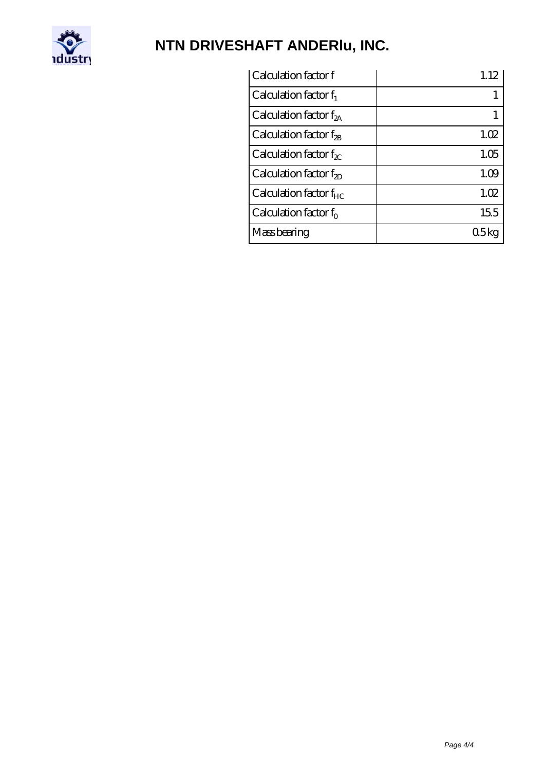# NTN DRIVESHAFT ANDERlu, INC.

| | |
|---|---|
| Calculation factor f | 1.12 |
| Calculation factor $f_1$ | 1 |
| Calculation factor $f_{2A}$ | 1 |
| Calculation factor $f_{2B}$ | 1.02 |
| Calculation factor $f_{2C}$ | 1.05 |
| Calculation factor $f_{2D}$ | 1.09 |
| Calculation factor $f_{HC}$ | 1.02 |
| Calculation factor $f_0$ | 15.5 |
| Mass bearing | 0.5 kg |